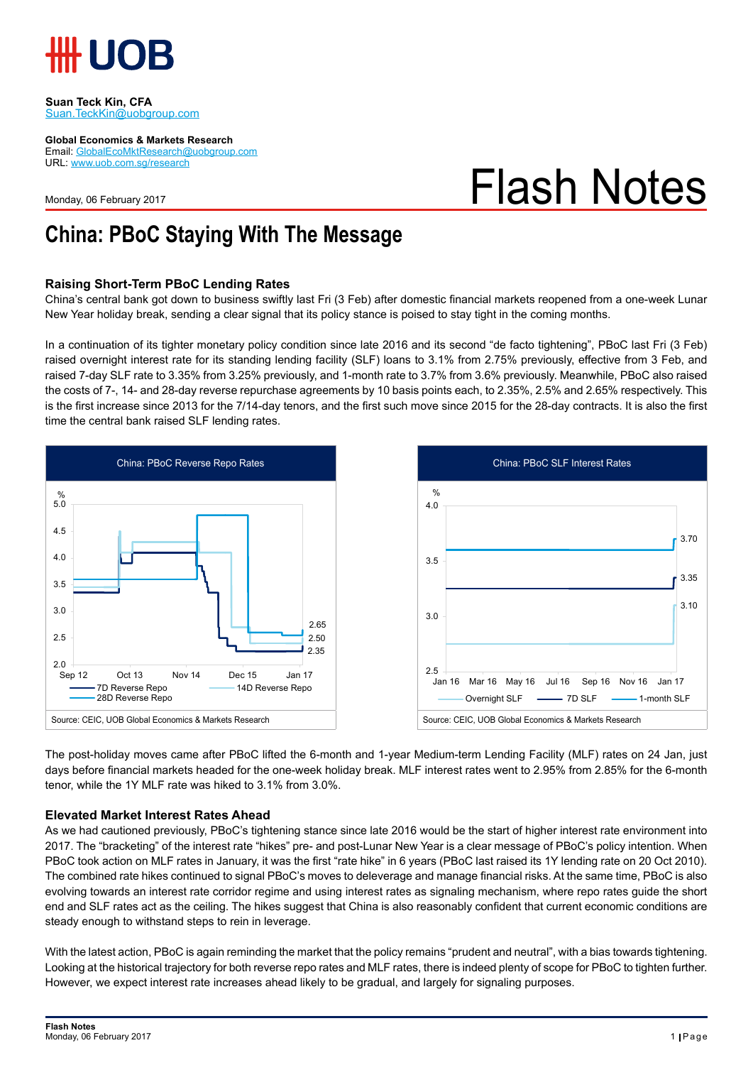Suan Teck Kin, CFA
Suan.TeckKin@uobgroup.com

**Global Economics & Markets Research**
Email: GlobalEcoMktResearch@uobgroup.com
URL: www.uob.com.sg/research

Monday, 06 February 2017

# Flash Notes

# China: PBoC Staying With The Message

## Raising Short-Term PBoC Lending Rates

China's central bank got down to business swiftly last Fri (3 Feb) after domestic financial markets reopened from a one-week Lunar New Year holiday break, sending a clear signal that its policy stance is poised to stay tight in the coming months.

In a continuation of its tighter monetary policy condition since late 2016 and its second "de facto tightening", PBoC last Fri (3 Feb) raised overnight interest rate for its standing lending facility (SLF) loans to 3.1% from 2.75% previously, effective from 3 Feb, and raised 7-day SLF rate to 3.35% from 3.25% previously, and 1-month rate to 3.7% from 3.6% previously. Meanwhile, PBoC also raised the costs of 7-, 14- and 28-day reverse repurchase agreements by 10 basis points each, to 2.35%, 2.5% and 2.65% respectively. This is the first increase since 2013 for the 7/14-day tenors, and the first such move since 2015 for the 28-day contracts. It is also the first time the central bank raised SLF lending rates.

China: PBoC Reverse Repo Rates

Source: CEIC, UOB Global Economics & Markets Research

China: PBoC SLF Interest Rates

Source: CEIC, UOB Global Economics & Markets Research

The post-holiday moves came after PBoC lifted the 6-month and 1-year Medium-term Lending Facility (MLF) rates on 24 Jan, just days before financial markets headed for the one-week holiday break. MLF interest rates went to 2.95% from 2.85% for the 6-month tenor, while the 1Y MLF rate was hiked to 3.1% from 3.0%.

## Elevated Market Interest Rates Ahead

As we had cautioned previously, PBoC's tightening stance since late 2016 would be the start of higher interest rate environment into 2017. The "bracketing" of the interest rate "hikes" pre- and post-Lunar New Year is a clear message of PBoC's policy intention. When PBoC took action on MLF rates in January, it was the first "rate hike" in 6 years (PBoC last raised its 1Y lending rate on 20 Oct 2010). The combined rate hikes continued to signal PBoC's moves to deleverage and manage financial risks. At the same time, PBoC is also evolving towards an interest rate corridor regime and using interest rates as signaling mechanism, where repo rates guide the short end and SLF rates act as the ceiling. The hikes suggest that China is also reasonably confident that current economic conditions are steady enough to withstand steps to rein in leverage.

With the latest action, PBoC is again reminding the market that the policy remains "prudent and neutral", with a bias towards tightening. Looking at the historical trajectory for both reverse repo rates and MLF rates, there is indeed plenty of scope for PBoC to tighten further. However, we expect interest rate increases ahead likely to be gradual, and largely for signaling purposes.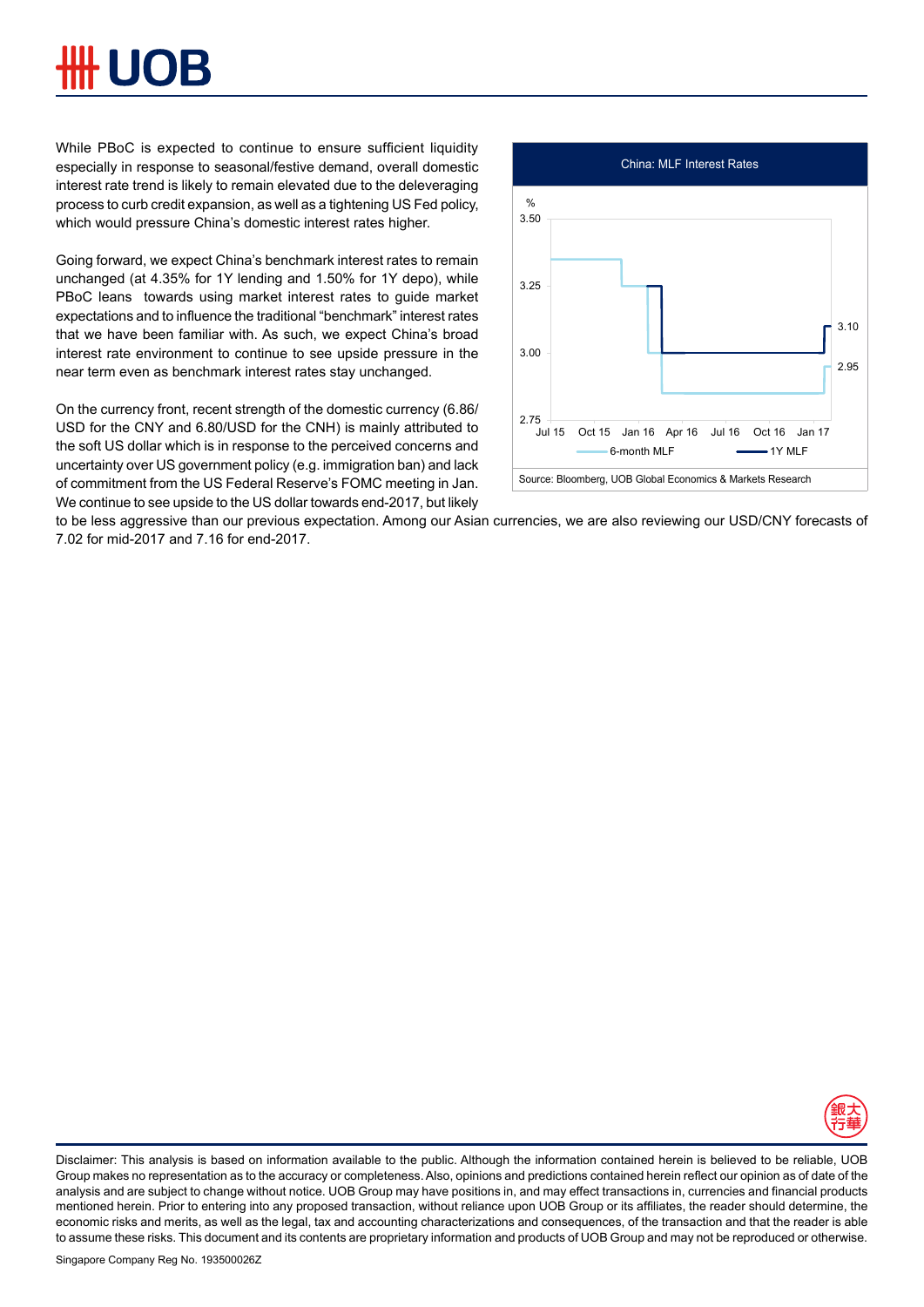While PBoC is expected to continue to ensure sufficient liquidity especially in response to seasonal/festive demand, overall domestic interest rate trend is likely to remain elevated due to the deleveraging process to curb credit expansion, as well as a tightening US Fed policy, which would pressure China's domestic interest rates higher.

Going forward, we expect China's benchmark interest rates to remain unchanged (at 4.35% for 1Y lending and 1.50% for 1Y depo), while PBoC leans towards using market interest rates to guide market expectations and to influence the traditional "benchmark" interest rates that we have been familiar with. As such, we expect China's broad interest rate environment to continue to see upside pressure in the near term even as benchmark interest rates stay unchanged.

On the currency front, recent strength of the domestic currency (6.86/USD for the CNY and 6.80/USD for the CNH) is mainly attributed to the soft US dollar which is in response to the perceived concerns and uncertainty over US government policy (e.g. immigration ban) and lack of commitment from the US Federal Reserve's FOMC meeting in Jan. We continue to see upside to the US dollar towards end-2017, but likely to be less aggressive than our previous expectation. Among our Asian currencies, we are also reviewing our USD/CNY forecasts of 7.02 for mid-2017 and 7.16 for end-2017.

China: MLF Interest Rates

%
3.50
3.25
3.00
2.75
3.10
2.95
Jul 15 Oct 15 Jan 16 Apr 16 Jul 16 Oct 16 Jan 17
6-month MLF
1Y MLF

Source: Bloomberg, UOB Global Economics & Markets Research

Disclaimer: This analysis is based on information available to the public. Although the information contained herein is believed to be reliable, UOB Group makes no representation as to the accuracy or completeness. Also, opinions and predictions contained herein reflect our opinion as of date of the analysis and are subject to change without notice. UOB Group may have positions in, and may effect transactions in, currencies and financial products mentioned herein. Prior to entering into any proposed transaction, without reliance upon UOB Group or its affiliates, the reader should determine, the economic risks and merits, as well as the legal, tax and accounting characterizations and consequences, of the transaction and that the reader is able to assume these risks. This document and its contents are proprietary information and products of UOB Group and may not be reproduced or otherwise.

Singapore Company Reg No. 193500026Z